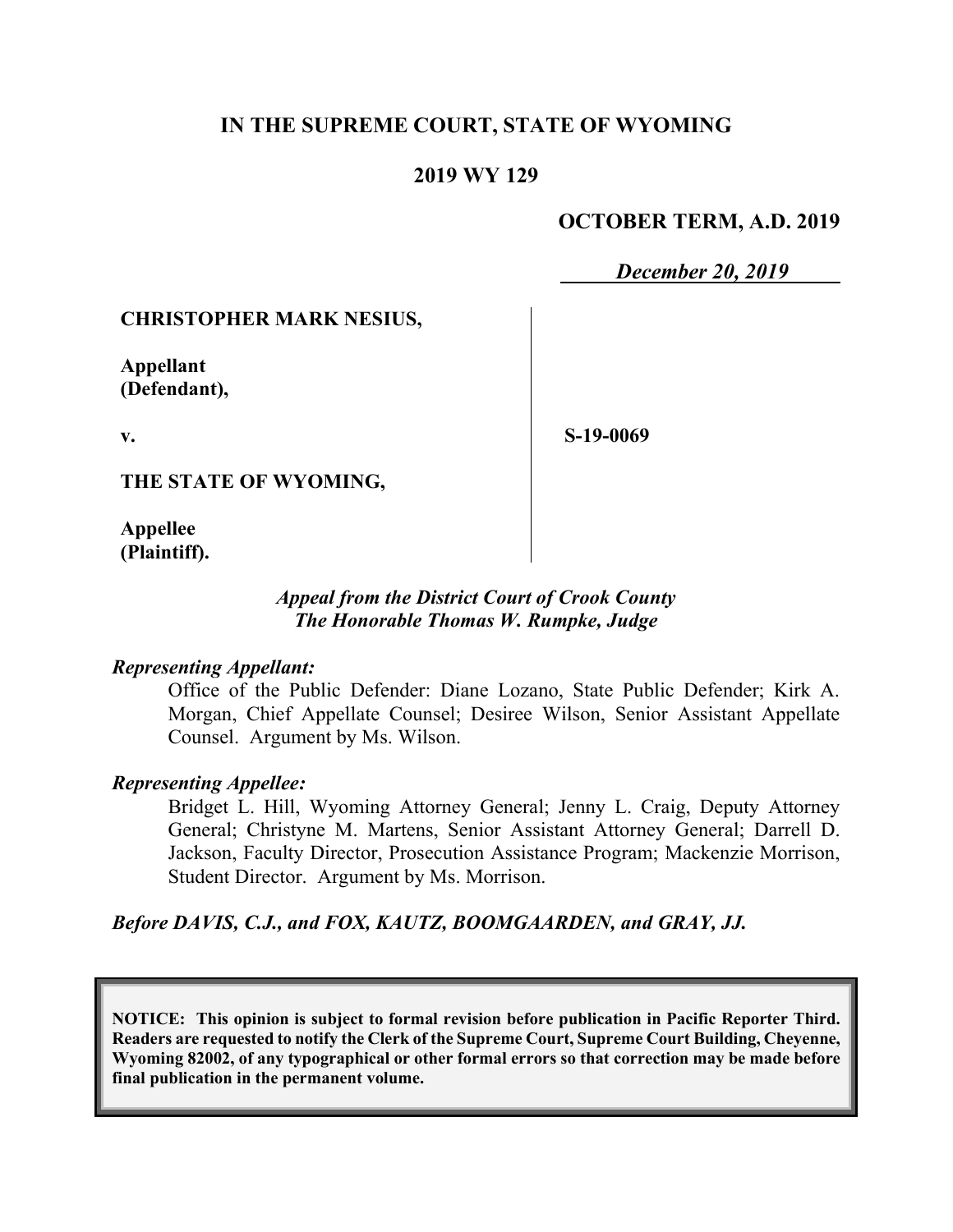# IN THE SUPREME COURT, STATE OF WYOMING

## 2019 WY 129

**OCTOBER TERM, A.D. 2019**

*December 20, 2019*

**CHRISTOPHER MARK NESIUS,**

**Appellant**
**(Defendant),**

**v.**

**THE STATE OF WYOMING,**

**Appellee**
**(Plaintiff).**

**S-19-0069**

*Appeal from the District Court of Crook County*
*The Honorable Thomas W. Rumpke, Judge*

***Representing Appellant:***

Office of the Public Defender: Diane Lozano, State Public Defender; Kirk A. Morgan, Chief Appellate Counsel; Desiree Wilson, Senior Assistant Appellate Counsel. Argument by Ms. Wilson.

***Representing Appellee:***

Bridget L. Hill, Wyoming Attorney General; Jenny L. Craig, Deputy Attorney General; Christyne M. Martens, Senior Assistant Attorney General; Darrell D. Jackson, Faculty Director, Prosecution Assistance Program; Mackenzie Morrison, Student Director. Argument by Ms. Morrison.

***Before DAVIS, C.J., and FOX, KAUTZ, BOOMGAARDEN, and GRAY, JJ.***

**NOTICE: This opinion is subject to formal revision before publication in Pacific Reporter Third. Readers are requested to notify the Clerk of the Supreme Court, Supreme Court Building, Cheyenne, Wyoming 82002, of any typographical or other formal errors so that correction may be made before final publication in the permanent volume.**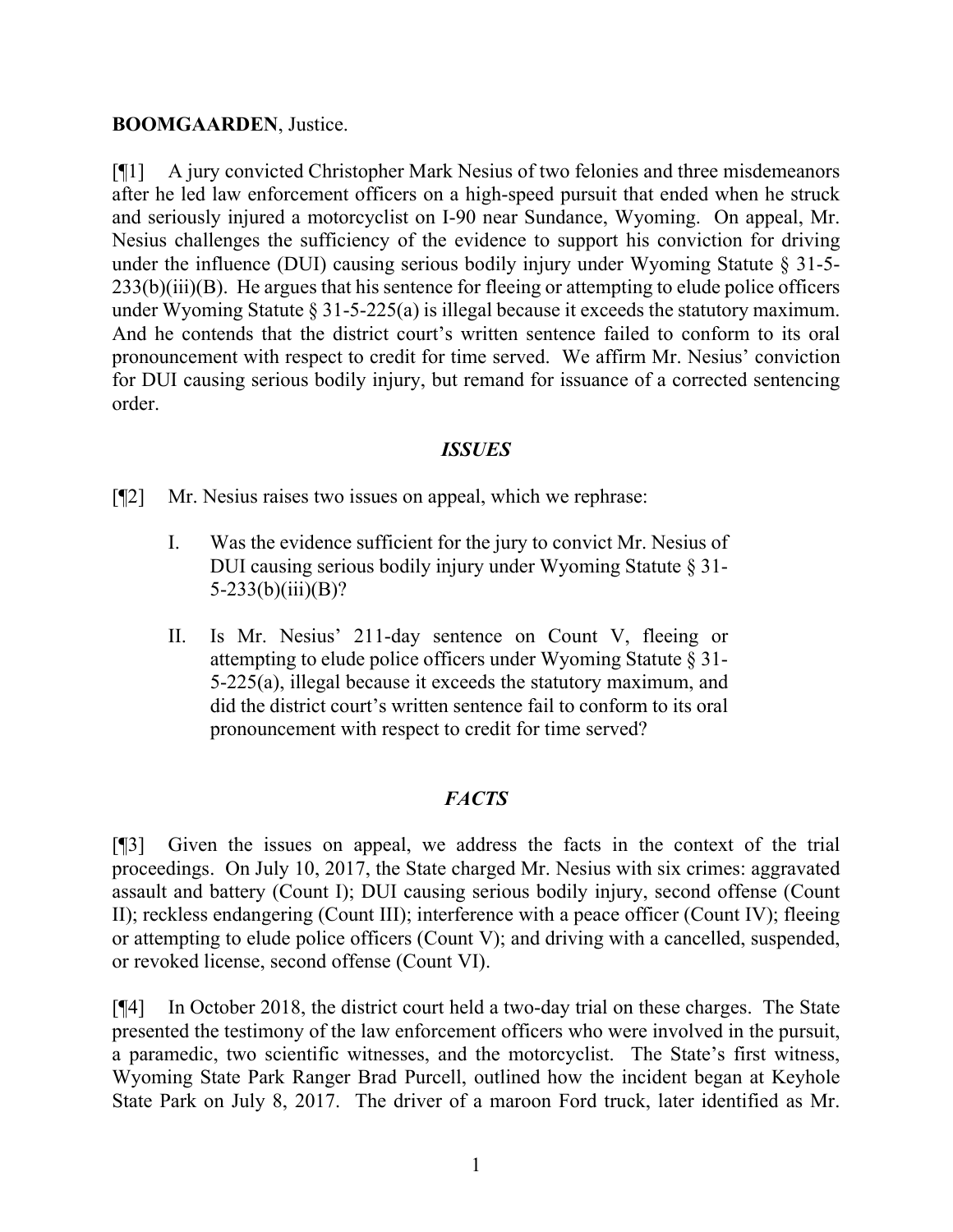**BOOMGAARDEN**, Justice.

[¶1] A jury convicted Christopher Mark Nesius of two felonies and three misdemeanors after he led law enforcement officers on a high-speed pursuit that ended when he struck and seriously injured a motorcyclist on I-90 near Sundance, Wyoming. On appeal, Mr. Nesius challenges the sufficiency of the evidence to support his conviction for driving under the influence (DUI) causing serious bodily injury under Wyoming Statute § 31-5-233(b)(iii)(B). He argues that his sentence for fleeing or attempting to elude police officers under Wyoming Statute § 31-5-225(a) is illegal because it exceeds the statutory maximum. And he contends that the district court's written sentence failed to conform to its oral pronouncement with respect to credit for time served. We affirm Mr. Nesius' conviction for DUI causing serious bodily injury, but remand for issuance of a corrected sentencing order.

## *ISSUES*

[¶2] Mr. Nesius raises two issues on appeal, which we rephrase:

> I. Was the evidence sufficient for the jury to convict Mr. Nesius of DUI causing serious bodily injury under Wyoming Statute § 31-5-233(b)(iii)(B)?
>
> II. Is Mr. Nesius' 211-day sentence on Count V, fleeing or attempting to elude police officers under Wyoming Statute § 31-5-225(a), illegal because it exceeds the statutory maximum, and did the district court's written sentence fail to conform to its oral pronouncement with respect to credit for time served?

## *FACTS*

[¶3] Given the issues on appeal, we address the facts in the context of the trial proceedings. On July 10, 2017, the State charged Mr. Nesius with six crimes: aggravated assault and battery (Count I); DUI causing serious bodily injury, second offense (Count II); reckless endangering (Count III); interference with a peace officer (Count IV); fleeing or attempting to elude police officers (Count V); and driving with a cancelled, suspended, or revoked license, second offense (Count VI).

[¶4] In October 2018, the district court held a two-day trial on these charges. The State presented the testimony of the law enforcement officers who were involved in the pursuit, a paramedic, two scientific witnesses, and the motorcyclist. The State's first witness, Wyoming State Park Ranger Brad Purcell, outlined how the incident began at Keyhole State Park on July 8, 2017. The driver of a maroon Ford truck, later identified as Mr.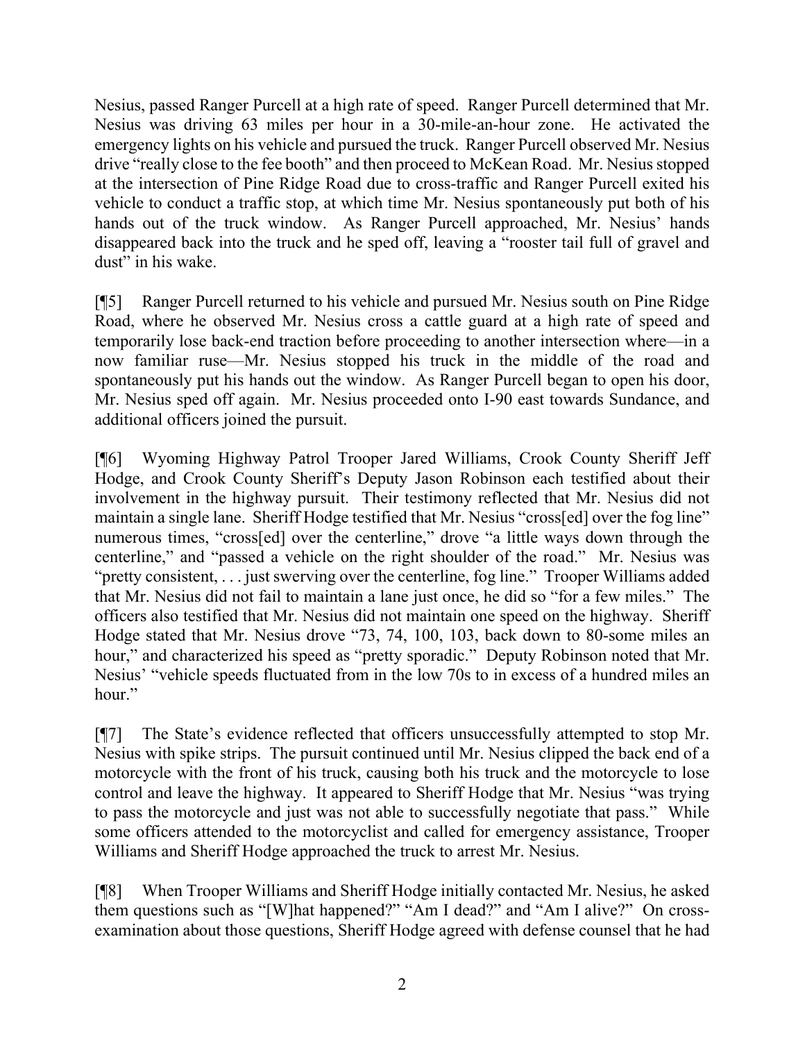Nesius, passed Ranger Purcell at a high rate of speed. Ranger Purcell determined that Mr. Nesius was driving 63 miles per hour in a 30-mile-an-hour zone. He activated the emergency lights on his vehicle and pursued the truck. Ranger Purcell observed Mr. Nesius drive "really close to the fee booth" and then proceed to McKean Road. Mr. Nesius stopped at the intersection of Pine Ridge Road due to cross-traffic and Ranger Purcell exited his vehicle to conduct a traffic stop, at which time Mr. Nesius spontaneously put both of his hands out of the truck window. As Ranger Purcell approached, Mr. Nesius' hands disappeared back into the truck and he sped off, leaving a "rooster tail full of gravel and dust" in his wake.

[¶5] Ranger Purcell returned to his vehicle and pursued Mr. Nesius south on Pine Ridge Road, where he observed Mr. Nesius cross a cattle guard at a high rate of speed and temporarily lose back-end traction before proceeding to another intersection where—in a now familiar ruse—Mr. Nesius stopped his truck in the middle of the road and spontaneously put his hands out the window. As Ranger Purcell began to open his door, Mr. Nesius sped off again. Mr. Nesius proceeded onto I-90 east towards Sundance, and additional officers joined the pursuit.

[¶6] Wyoming Highway Patrol Trooper Jared Williams, Crook County Sheriff Jeff Hodge, and Crook County Sheriff's Deputy Jason Robinson each testified about their involvement in the highway pursuit. Their testimony reflected that Mr. Nesius did not maintain a single lane. Sheriff Hodge testified that Mr. Nesius "cross[ed] over the fog line" numerous times, "cross[ed] over the centerline," drove "a little ways down through the centerline," and "passed a vehicle on the right shoulder of the road." Mr. Nesius was "pretty consistent, . . . just swerving over the centerline, fog line." Trooper Williams added that Mr. Nesius did not fail to maintain a lane just once, he did so "for a few miles." The officers also testified that Mr. Nesius did not maintain one speed on the highway. Sheriff Hodge stated that Mr. Nesius drove "73, 74, 100, 103, back down to 80-some miles an hour," and characterized his speed as "pretty sporadic." Deputy Robinson noted that Mr. Nesius' "vehicle speeds fluctuated from in the low 70s to in excess of a hundred miles an hour."

[¶7] The State's evidence reflected that officers unsuccessfully attempted to stop Mr. Nesius with spike strips. The pursuit continued until Mr. Nesius clipped the back end of a motorcycle with the front of his truck, causing both his truck and the motorcycle to lose control and leave the highway. It appeared to Sheriff Hodge that Mr. Nesius "was trying to pass the motorcycle and just was not able to successfully negotiate that pass." While some officers attended to the motorcyclist and called for emergency assistance, Trooper Williams and Sheriff Hodge approached the truck to arrest Mr. Nesius.

[¶8] When Trooper Williams and Sheriff Hodge initially contacted Mr. Nesius, he asked them questions such as "[W]hat happened?" "Am I dead?" and "Am I alive?" On cross-examination about those questions, Sheriff Hodge agreed with defense counsel that he had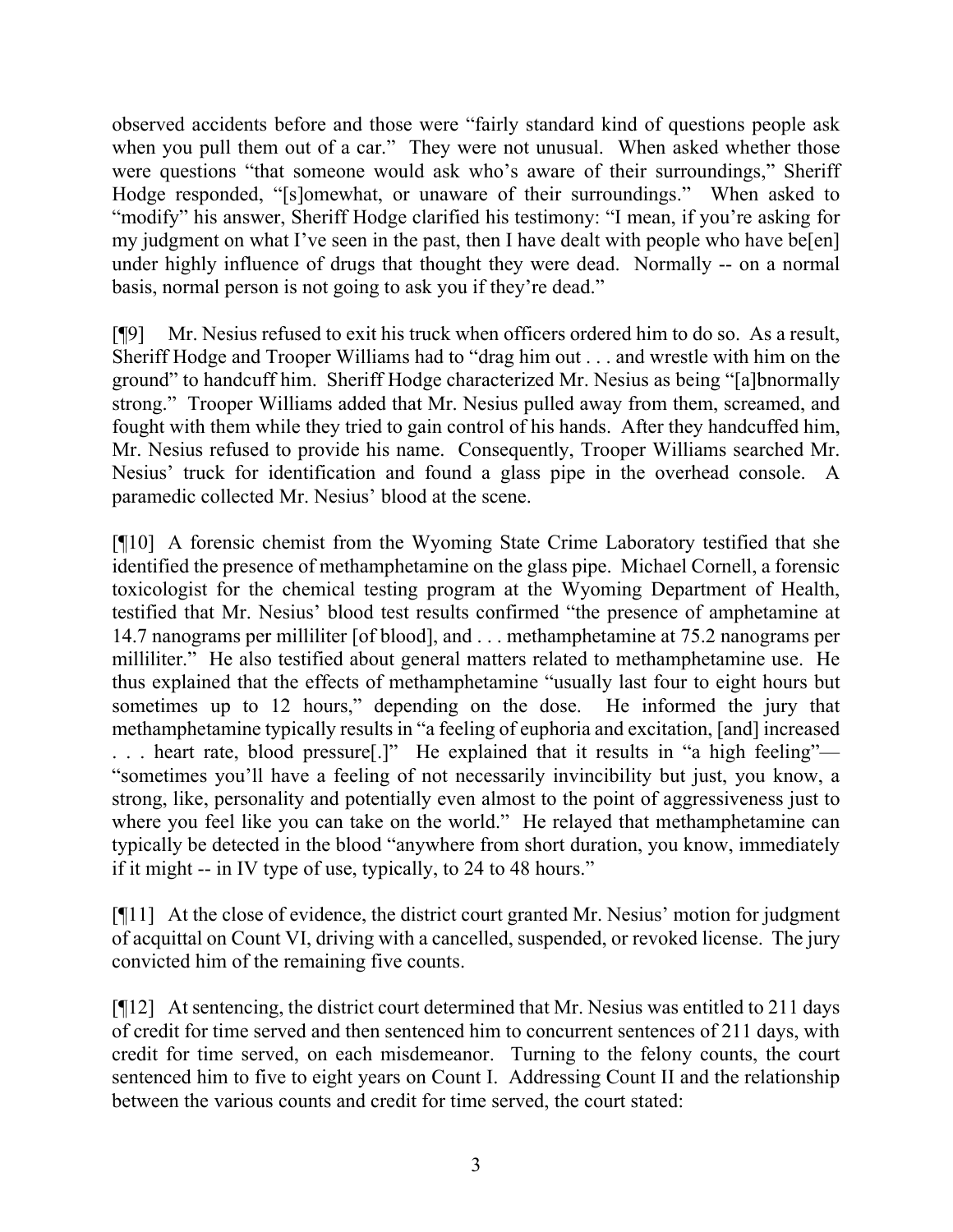observed accidents before and those were "fairly standard kind of questions people ask when you pull them out of a car." They were not unusual. When asked whether those were questions "that someone would ask who's aware of their surroundings," Sheriff Hodge responded, "[s]omewhat, or unaware of their surroundings." When asked to "modify" his answer, Sheriff Hodge clarified his testimony: "I mean, if you're asking for my judgment on what I've seen in the past, then I have dealt with people who have be[en] under highly influence of drugs that thought they were dead. Normally -- on a normal basis, normal person is not going to ask you if they're dead."

[¶9] Mr. Nesius refused to exit his truck when officers ordered him to do so. As a result, Sheriff Hodge and Trooper Williams had to "drag him out . . . and wrestle with him on the ground" to handcuff him. Sheriff Hodge characterized Mr. Nesius as being "[a]bnormally strong." Trooper Williams added that Mr. Nesius pulled away from them, screamed, and fought with them while they tried to gain control of his hands. After they handcuffed him, Mr. Nesius refused to provide his name. Consequently, Trooper Williams searched Mr. Nesius' truck for identification and found a glass pipe in the overhead console. A paramedic collected Mr. Nesius' blood at the scene.

[¶10] A forensic chemist from the Wyoming State Crime Laboratory testified that she identified the presence of methamphetamine on the glass pipe. Michael Cornell, a forensic toxicologist for the chemical testing program at the Wyoming Department of Health, testified that Mr. Nesius' blood test results confirmed "the presence of amphetamine at 14.7 nanograms per milliliter [of blood], and . . . methamphetamine at 75.2 nanograms per milliliter." He also testified about general matters related to methamphetamine use. He thus explained that the effects of methamphetamine "usually last four to eight hours but sometimes up to 12 hours," depending on the dose. He informed the jury that methamphetamine typically results in "a feeling of euphoria and excitation, [and] increased . . . heart rate, blood pressure[.]" He explained that it results in "a high feeling"—"sometimes you'll have a feeling of not necessarily invincibility but just, you know, a strong, like, personality and potentially even almost to the point of aggressiveness just to where you feel like you can take on the world." He relayed that methamphetamine can typically be detected in the blood "anywhere from short duration, you know, immediately if it might -- in IV type of use, typically, to 24 to 48 hours."

[¶11] At the close of evidence, the district court granted Mr. Nesius' motion for judgment of acquittal on Count VI, driving with a cancelled, suspended, or revoked license. The jury convicted him of the remaining five counts.

[¶12] At sentencing, the district court determined that Mr. Nesius was entitled to 211 days of credit for time served and then sentenced him to concurrent sentences of 211 days, with credit for time served, on each misdemeanor. Turning to the felony counts, the court sentenced him to five to eight years on Count I. Addressing Count II and the relationship between the various counts and credit for time served, the court stated: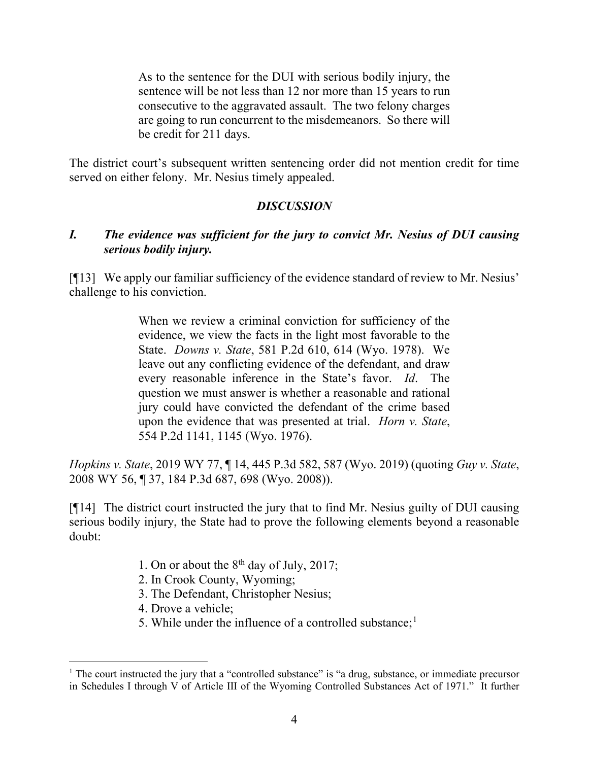> As to the sentence for the DUI with serious bodily injury, the sentence will be not less than 12 nor more than 15 years to run consecutive to the aggravated assault. The two felony charges are going to run concurrent to the misdemeanors. So there will be credit for 211 days.

The district court's subsequent written sentencing order did not mention credit for time served on either felony. Mr. Nesius timely appealed.

## *DISCUSSION*

### *I. The evidence was sufficient for the jury to convict Mr. Nesius of DUI causing serious bodily injury.*

[¶13] We apply our familiar sufficiency of the evidence standard of review to Mr. Nesius' challenge to his conviction.

> When we review a criminal conviction for sufficiency of the evidence, we view the facts in the light most favorable to the State. *Downs v. State*, 581 P.2d 610, 614 (Wyo. 1978). We leave out any conflicting evidence of the defendant, and draw every reasonable inference in the State's favor. *Id*. The question we must answer is whether a reasonable and rational jury could have convicted the defendant of the crime based upon the evidence that was presented at trial. *Horn v. State*, 554 P.2d 1141, 1145 (Wyo. 1976).

*Hopkins v. State*, 2019 WY 77, ¶ 14, 445 P.3d 582, 587 (Wyo. 2019) (quoting *Guy v. State*, 2008 WY 56, ¶ 37, 184 P.3d 687, 698 (Wyo. 2008)).

[¶14] The district court instructed the jury that to find Mr. Nesius guilty of DUI causing serious bodily injury, the State had to prove the following elements beyond a reasonable doubt:

> 1. On or about the 8th day of July, 2017;
> 2. In Crook County, Wyoming;
> 3. The Defendant, Christopher Nesius;
> 4. Drove a vehicle;
> 5. While under the influence of a controlled substance;[1]

[1] The court instructed the jury that a "controlled substance" is "a drug, substance, or immediate precursor in Schedules I through V of Article III of the Wyoming Controlled Substances Act of 1971." It further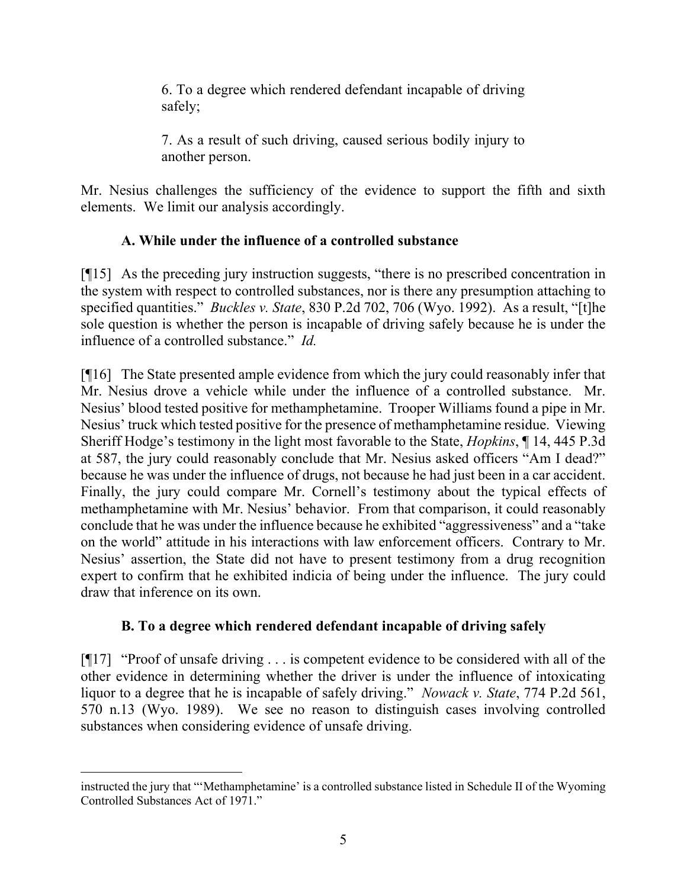> 6. To a degree which rendered defendant incapable of driving safely;
>
> 7. As a result of such driving, caused serious bodily injury to another person.

Mr. Nesius challenges the sufficiency of the evidence to support the fifth and sixth elements. We limit our analysis accordingly.

### A. While under the influence of a controlled substance

[¶15] As the preceding jury instruction suggests, "there is no prescribed concentration in the system with respect to controlled substances, nor is there any presumption attaching to specified quantities." *Buckles v. State*, 830 P.2d 702, 706 (Wyo. 1992). As a result, "[t]he sole question is whether the person is incapable of driving safely because he is under the influence of a controlled substance." *Id.*

[¶16] The State presented ample evidence from which the jury could reasonably infer that Mr. Nesius drove a vehicle while under the influence of a controlled substance. Mr. Nesius' blood tested positive for methamphetamine. Trooper Williams found a pipe in Mr. Nesius' truck which tested positive for the presence of methamphetamine residue. Viewing Sheriff Hodge's testimony in the light most favorable to the State, *Hopkins*, ¶ 14, 445 P.3d at 587, the jury could reasonably conclude that Mr. Nesius asked officers "Am I dead?" because he was under the influence of drugs, not because he had just been in a car accident. Finally, the jury could compare Mr. Cornell's testimony about the typical effects of methamphetamine with Mr. Nesius' behavior. From that comparison, it could reasonably conclude that he was under the influence because he exhibited "aggressiveness" and a "take on the world" attitude in his interactions with law enforcement officers. Contrary to Mr. Nesius' assertion, the State did not have to present testimony from a drug recognition expert to confirm that he exhibited indicia of being under the influence. The jury could draw that inference on its own.

### B. To a degree which rendered defendant incapable of driving safely

[¶17] "Proof of unsafe driving . . . is competent evidence to be considered with all of the other evidence in determining whether the driver is under the influence of intoxicating liquor to a degree that he is incapable of safely driving." *Nowack v. State*, 774 P.2d 561, 570 n.13 (Wyo. 1989). We see no reason to distinguish cases involving controlled substances when considering evidence of unsafe driving.

---

instructed the jury that "'Methamphetamine' is a controlled substance listed in Schedule II of the Wyoming Controlled Substances Act of 1971."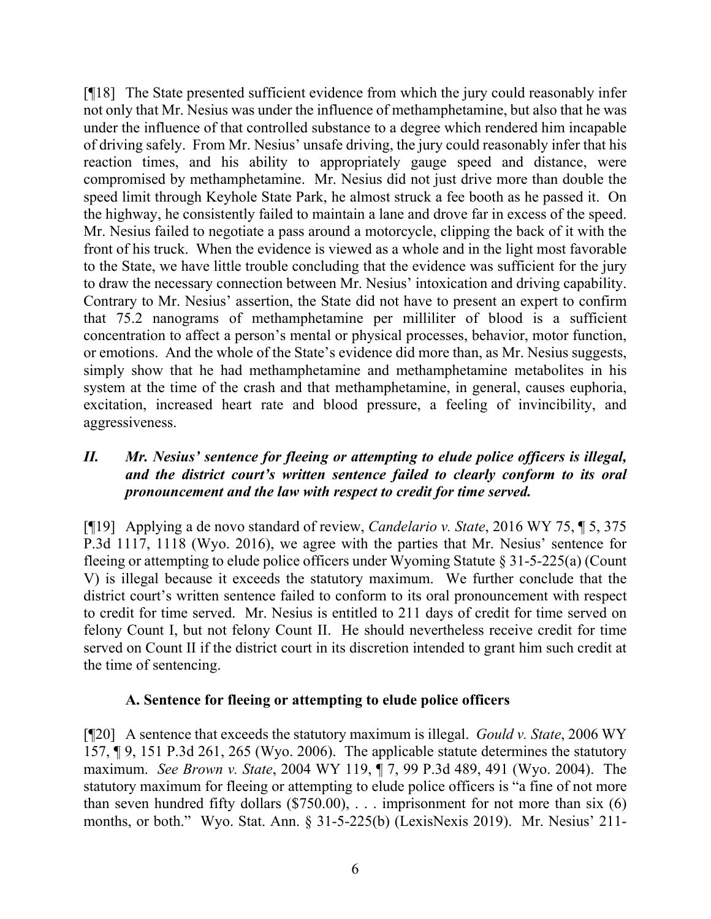[¶18] The State presented sufficient evidence from which the jury could reasonably infer not only that Mr. Nesius was under the influence of methamphetamine, but also that he was under the influence of that controlled substance to a degree which rendered him incapable of driving safely. From Mr. Nesius' unsafe driving, the jury could reasonably infer that his reaction times, and his ability to appropriately gauge speed and distance, were compromised by methamphetamine. Mr. Nesius did not just drive more than double the speed limit through Keyhole State Park, he almost struck a fee booth as he passed it. On the highway, he consistently failed to maintain a lane and drove far in excess of the speed. Mr. Nesius failed to negotiate a pass around a motorcycle, clipping the back of it with the front of his truck. When the evidence is viewed as a whole and in the light most favorable to the State, we have little trouble concluding that the evidence was sufficient for the jury to draw the necessary connection between Mr. Nesius' intoxication and driving capability. Contrary to Mr. Nesius' assertion, the State did not have to present an expert to confirm that 75.2 nanograms of methamphetamine per milliliter of blood is a sufficient concentration to affect a person's mental or physical processes, behavior, motor function, or emotions. And the whole of the State's evidence did more than, as Mr. Nesius suggests, simply show that he had methamphetamine and methamphetamine metabolites in his system at the time of the crash and that methamphetamine, in general, causes euphoria, excitation, increased heart rate and blood pressure, a feeling of invincibility, and aggressiveness.

## *II. Mr. Nesius' sentence for fleeing or attempting to elude police officers is illegal, and the district court's written sentence failed to clearly conform to its oral pronouncement and the law with respect to credit for time served.*

[¶19] Applying a de novo standard of review, *Candelario v. State*, 2016 WY 75, ¶ 5, 375 P.3d 1117, 1118 (Wyo. 2016), we agree with the parties that Mr. Nesius' sentence for fleeing or attempting to elude police officers under Wyoming Statute § 31-5-225(a) (Count V) is illegal because it exceeds the statutory maximum. We further conclude that the district court's written sentence failed to conform to its oral pronouncement with respect to credit for time served. Mr. Nesius is entitled to 211 days of credit for time served on felony Count I, but not felony Count II. He should nevertheless receive credit for time served on Count II if the district court in its discretion intended to grant him such credit at the time of sentencing.

### A. Sentence for fleeing or attempting to elude police officers

[¶20] A sentence that exceeds the statutory maximum is illegal. *Gould v. State*, 2006 WY 157, ¶ 9, 151 P.3d 261, 265 (Wyo. 2006). The applicable statute determines the statutory maximum. *See Brown v. State*, 2004 WY 119, ¶ 7, 99 P.3d 489, 491 (Wyo. 2004). The statutory maximum for fleeing or attempting to elude police officers is "a fine of not more than seven hundred fifty dollars ($750.00), . . . imprisonment for not more than six (6) months, or both." Wyo. Stat. Ann. § 31-5-225(b) (LexisNexis 2019). Mr. Nesius' 211-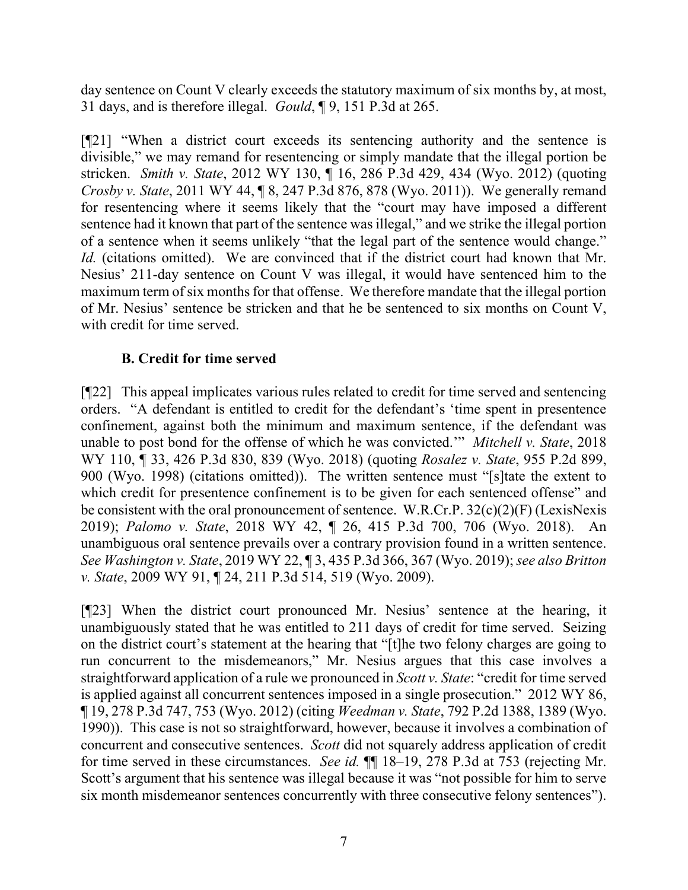day sentence on Count V clearly exceeds the statutory maximum of six months by, at most, 31 days, and is therefore illegal. *Gould*, ¶ 9, 151 P.3d at 265.

[¶21] "When a district court exceeds its sentencing authority and the sentence is divisible," we may remand for resentencing or simply mandate that the illegal portion be stricken. *Smith v. State*, 2012 WY 130, ¶ 16, 286 P.3d 429, 434 (Wyo. 2012) (quoting *Crosby v. State*, 2011 WY 44, ¶ 8, 247 P.3d 876, 878 (Wyo. 2011)). We generally remand for resentencing where it seems likely that the "court may have imposed a different sentence had it known that part of the sentence was illegal," and we strike the illegal portion of a sentence when it seems unlikely "that the legal part of the sentence would change." *Id.* (citations omitted). We are convinced that if the district court had known that Mr. Nesius' 211-day sentence on Count V was illegal, it would have sentenced him to the maximum term of six months for that offense. We therefore mandate that the illegal portion of Mr. Nesius' sentence be stricken and that he be sentenced to six months on Count V, with credit for time served.

### B. Credit for time served

[¶22] This appeal implicates various rules related to credit for time served and sentencing orders. "A defendant is entitled to credit for the defendant's 'time spent in presentence confinement, against both the minimum and maximum sentence, if the defendant was unable to post bond for the offense of which he was convicted.'" *Mitchell v. State*, 2018 WY 110, ¶ 33, 426 P.3d 830, 839 (Wyo. 2018) (quoting *Rosalez v. State*, 955 P.2d 899, 900 (Wyo. 1998) (citations omitted)). The written sentence must "[s]tate the extent to which credit for presentence confinement is to be given for each sentenced offense" and be consistent with the oral pronouncement of sentence. W.R.Cr.P. 32(c)(2)(F) (LexisNexis 2019); *Palomo v. State*, 2018 WY 42, ¶ 26, 415 P.3d 700, 706 (Wyo. 2018). An unambiguous oral sentence prevails over a contrary provision found in a written sentence. *See Washington v. State*, 2019 WY 22, ¶ 3, 435 P.3d 366, 367 (Wyo. 2019); *see also Britton v. State*, 2009 WY 91, ¶ 24, 211 P.3d 514, 519 (Wyo. 2009).

[¶23] When the district court pronounced Mr. Nesius' sentence at the hearing, it unambiguously stated that he was entitled to 211 days of credit for time served. Seizing on the district court's statement at the hearing that "[t]he two felony charges are going to run concurrent to the misdemeanors," Mr. Nesius argues that this case involves a straightforward application of a rule we pronounced in *Scott v. State*: "credit for time served is applied against all concurrent sentences imposed in a single prosecution." 2012 WY 86, ¶ 19, 278 P.3d 747, 753 (Wyo. 2012) (citing *Weedman v. State*, 792 P.2d 1388, 1389 (Wyo. 1990)). This case is not so straightforward, however, because it involves a combination of concurrent and consecutive sentences. *Scott* did not squarely address application of credit for time served in these circumstances. *See id.* ¶¶ 18–19, 278 P.3d at 753 (rejecting Mr. Scott's argument that his sentence was illegal because it was "not possible for him to serve six month misdemeanor sentences concurrently with three consecutive felony sentences").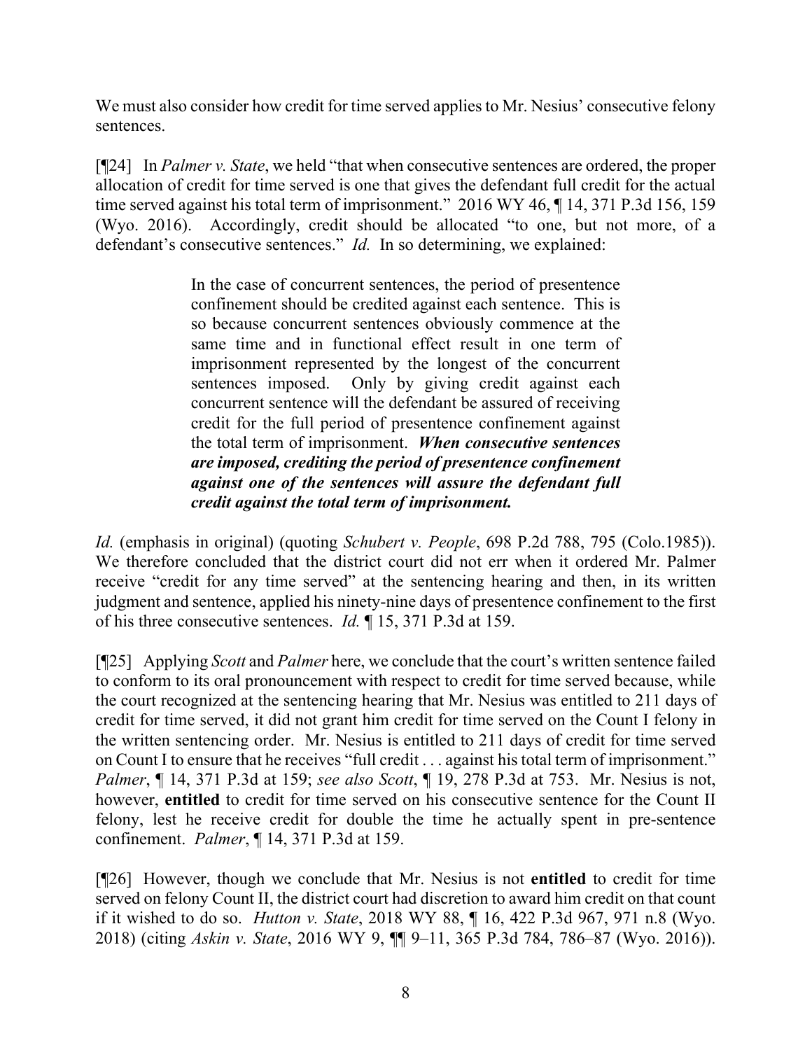We must also consider how credit for time served applies to Mr. Nesius' consecutive felony sentences.

[¶24] In *Palmer v. State*, we held "that when consecutive sentences are ordered, the proper allocation of credit for time served is one that gives the defendant full credit for the actual time served against his total term of imprisonment." 2016 WY 46, ¶ 14, 371 P.3d 156, 159 (Wyo. 2016). Accordingly, credit should be allocated "to one, but not more, of a defendant's consecutive sentences." *Id.* In so determining, we explained:

> In the case of concurrent sentences, the period of presentence confinement should be credited against each sentence. This is so because concurrent sentences obviously commence at the same time and in functional effect result in one term of imprisonment represented by the longest of the concurrent sentences imposed. Only by giving credit against each concurrent sentence will the defendant be assured of receiving credit for the full period of presentence confinement against the total term of imprisonment. ***When consecutive sentences are imposed, crediting the period of presentence confinement against one of the sentences will assure the defendant full credit against the total term of imprisonment.***

*Id.* (emphasis in original) (quoting *Schubert v. People*, 698 P.2d 788, 795 (Colo.1985)). We therefore concluded that the district court did not err when it ordered Mr. Palmer receive "credit for any time served" at the sentencing hearing and then, in its written judgment and sentence, applied his ninety-nine days of presentence confinement to the first of his three consecutive sentences. *Id.* ¶ 15, 371 P.3d at 159.

[¶25] Applying *Scott* and *Palmer* here, we conclude that the court's written sentence failed to conform to its oral pronouncement with respect to credit for time served because, while the court recognized at the sentencing hearing that Mr. Nesius was entitled to 211 days of credit for time served, it did not grant him credit for time served on the Count I felony in the written sentencing order. Mr. Nesius is entitled to 211 days of credit for time served on Count I to ensure that he receives "full credit . . . against his total term of imprisonment." *Palmer*, ¶ 14, 371 P.3d at 159; *see also Scott*, ¶ 19, 278 P.3d at 753. Mr. Nesius is not, however, **entitled** to credit for time served on his consecutive sentence for the Count II felony, lest he receive credit for double the time he actually spent in pre-sentence confinement. *Palmer*, ¶ 14, 371 P.3d at 159.

[¶26] However, though we conclude that Mr. Nesius is not **entitled** to credit for time served on felony Count II, the district court had discretion to award him credit on that count if it wished to do so. *Hutton v. State*, 2018 WY 88, ¶ 16, 422 P.3d 967, 971 n.8 (Wyo. 2018) (citing *Askin v. State*, 2016 WY 9, ¶¶ 9–11, 365 P.3d 784, 786–87 (Wyo. 2016)).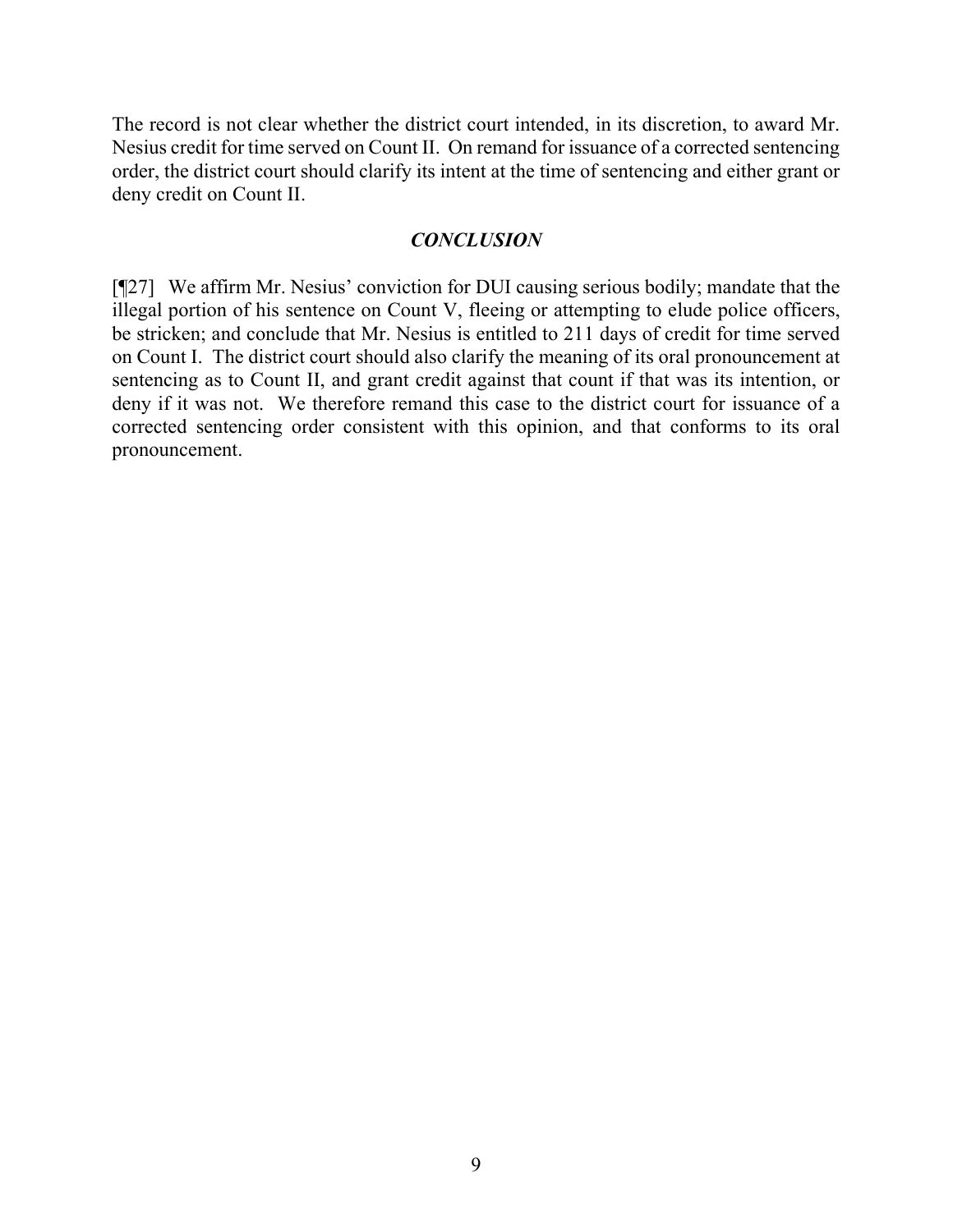The record is not clear whether the district court intended, in its discretion, to award Mr. Nesius credit for time served on Count II. On remand for issuance of a corrected sentencing order, the district court should clarify its intent at the time of sentencing and either grant or deny credit on Count II.

## ***CONCLUSION***

[¶27] We affirm Mr. Nesius' conviction for DUI causing serious bodily; mandate that the illegal portion of his sentence on Count V, fleeing or attempting to elude police officers, be stricken; and conclude that Mr. Nesius is entitled to 211 days of credit for time served on Count I. The district court should also clarify the meaning of its oral pronouncement at sentencing as to Count II, and grant credit against that count if that was its intention, or deny if it was not. We therefore remand this case to the district court for issuance of a corrected sentencing order consistent with this opinion, and that conforms to its oral pronouncement.